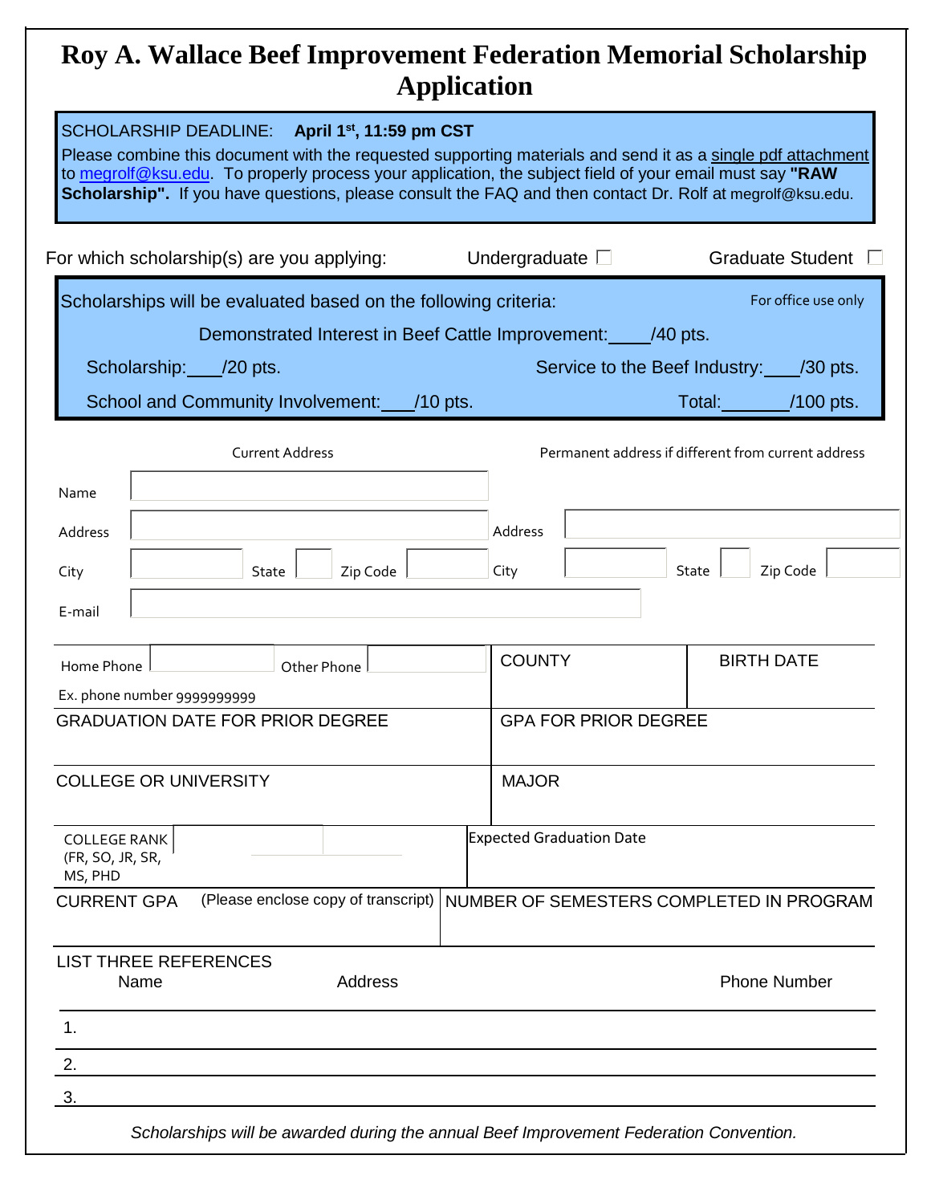# Roy A. Wallace Beef Improvement Federation Memorial Scholarship Application

SCHOLARSHIP DEADLINE: **April 1st, 11:59 pm CST**

Please combine this document with the requested supporting materials and send it as a single pdf attachment to megrolf@ksu.edu. To properly process your application, the subject field of your email must say **"RAW Scholarship".** If you have questions, please consult the FAQ and then contact Dr. Rolf at megrolf@ksu.edu.

For which scholarship(s) are you applying: Undergraduate ☐ Graduate Student ☐

Scholarships will be evaluated based on the following criteria: *For office use only*

Demonstrated Interest in Beef Cattle Improvement:____/40 pts.

Scholarship:____/20 pts.

Service to the Beef Industry:____/30 pts.

School and Community Involvement:____/10 pts.

Total:________/100 pts.

| Current Address | | Permanent address if different from current address | |
|---|---|---|---|
| Name | | | |
| Address | | Address | |
| City | State Zip Code | City | State Zip Code |
| E-mail | | | |

| Home Phone / Other Phone (Ex. phone number 9999999999) | COUNTY | BIRTH DATE |
|---|---|---|
| GRADUATION DATE FOR PRIOR DEGREE | GPA FOR PRIOR DEGREE | |
| COLLEGE OR UNIVERSITY | MAJOR | |
| COLLEGE RANK (FR, SO, JR, SR, MS, PHD) | Expected Graduation Date | |
| CURRENT GPA (Please enclose copy of transcript) | NUMBER OF SEMESTERS COMPLETED IN PROGRAM | |

LIST THREE REFERENCES

| Name | Address | Phone Number |
|---|---|---|
| 1. | | |
| 2. | | |
| 3. | | |

*Scholarships will be awarded during the annual Beef Improvement Federation Convention.*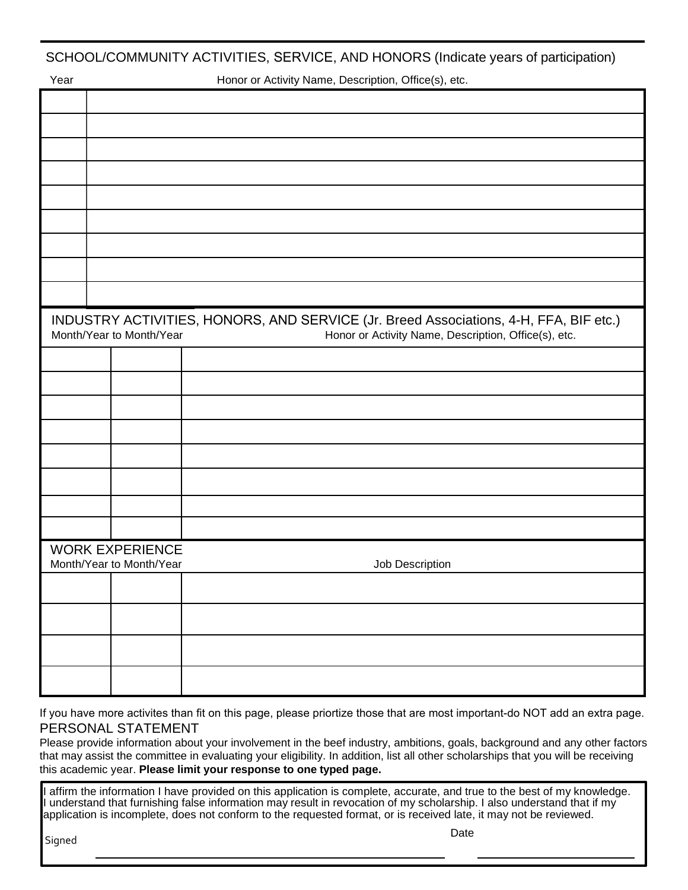## SCHOOL/COMMUNITY ACTIVITIES, SERVICE, AND HONORS (Indicate years of participation)

| Year | Honor or Activity Name, Description, Office(s), etc. |
|---|---|
| | |
| | |
| | |
| | |
| | |
| | |
| | |
| | |
| | |

## INDUSTRY ACTIVITIES, HONORS, AND SERVICE (Jr. Breed Associations, 4-H, FFA, BIF etc.)

| Month/Year to Month/Year | | Honor or Activity Name, Description, Office(s), etc. |
|---|---|---|
| | | |
| | | |
| | | |
| | | |
| | | |
| | | |
| | | |
| | | |

## WORK EXPERIENCE

| Month/Year to Month/Year | | Job Description |
|---|---|---|
| | | |
| | | |
| | | |
| | | |

If you have more activites than fit on this page, please priortize those that are most important-do NOT add an extra page.

## PERSONAL STATEMENT

Please provide information about your involvement in the beef industry, ambitions, goals, background and any other factors that may assist the committee in evaluating your eligibility. In addition, list all other scholarships that you will be receiving this academic year. **Please limit your response to one typed page.**

I affirm the information I have provided on this application is complete, accurate, and true to the best of my knowledge. I understand that furnishing false information may result in revocation of my scholarship. I also understand that if my application is incomplete, does not conform to the requested format, or is received late, it may not be reviewed.

Signed ______________________________ Date ______________